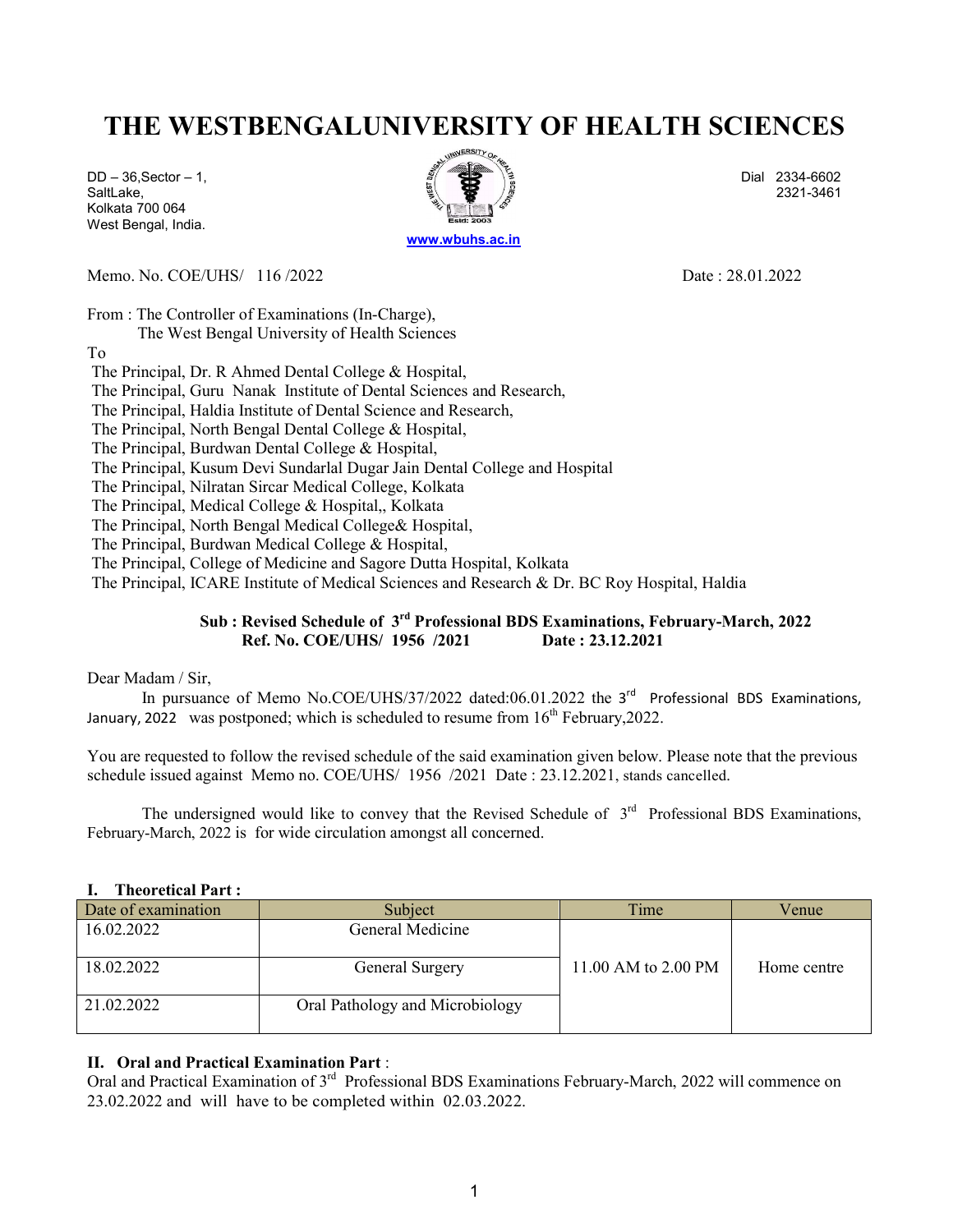# THE WESTBENGALUNIVERSITY OF HEALTH SCIENCES

DD – 36,Sector – 1,
SaltLake,
Kolkata 700 064
West Bengal, India.

Dial 2334-6602
2321-3461

www.wbuhs.ac.in

Memo. No. COE/UHS/ 116 /2022 Date : 28.01.2022

From : The Controller of Examinations (In-Charge),
The West Bengal University of Health Sciences

To
The Principal, Dr. R Ahmed Dental College & Hospital,
The Principal, Guru Nanak Institute of Dental Sciences and Research,
The Principal, Haldia Institute of Dental Science and Research,
The Principal, North Bengal Dental College & Hospital,
The Principal, Burdwan Dental College & Hospital,
The Principal, Kusum Devi Sundarlal Dugar Jain Dental College and Hospital
The Principal, Nilratan Sircar Medical College, Kolkata
The Principal, Medical College & Hospital,, Kolkata
The Principal, North Bengal Medical College& Hospital,
The Principal, Burdwan Medical College & Hospital,
The Principal, College of Medicine and Sagore Dutta Hospital, Kolkata
The Principal, ICARE Institute of Medical Sciences and Research & Dr. BC Roy Hospital, Haldia

**Sub : Revised Schedule of 3rd Professional BDS Examinations, February-March, 2022**
**Ref. No. COE/UHS/ 1956 /2021 Date : 23.12.2021**

Dear Madam / Sir,

In pursuance of Memo No.COE/UHS/37/2022 dated:06.01.2022 the 3rd Professional BDS Examinations, January, 2022 was postponed; which is scheduled to resume from 16th February,2022.

You are requested to follow the revised schedule of the said examination given below. Please note that the previous schedule issued against Memo no. COE/UHS/ 1956 /2021 Date : 23.12.2021, stands cancelled.

The undersigned would like to convey that the Revised Schedule of 3rd Professional BDS Examinations, February-March, 2022 is for wide circulation amongst all concerned.

**I. Theoretical Part :**

| Date of examination | Subject | Time | Venue |
|---|---|---|---|
| 16.02.2022 | General Medicine | 11.00 AM to 2.00 PM | Home centre |
| 18.02.2022 | General Surgery | | |
| 21.02.2022 | Oral Pathology and Microbiology | | |

**II. Oral and Practical Examination Part** :
Oral and Practical Examination of 3rd Professional BDS Examinations February-March, 2022 will commence on 23.02.2022 and will have to be completed within 02.03.2022.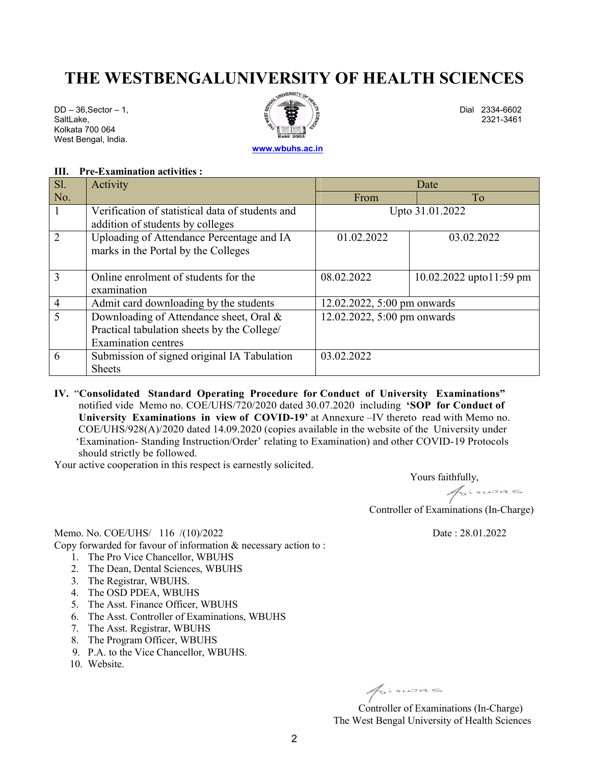# THE WESTBENGALUNIVERSITY OF HEALTH SCIENCES

DD – 36,Sector – 1,
SaltLake,
Kolkata 700 064
West Bengal, India.

Dial 2334-6602
2321-3461

www.wbuhs.ac.in

**III. Pre-Examination activities :**

| Sl. No. | Activity | Date | |
|---|---|---|---|
| | | From | To |
| 1 | Verification of statistical data of students and addition of students by colleges | Upto 31.01.2022 | |
| 2 | Uploading of Attendance Percentage and IA marks in the Portal by the Colleges | 01.02.2022 | 03.02.2022 |
| 3 | Online enrolment of students for the examination | 08.02.2022 | 10.02.2022 upto11:59 pm |
| 4 | Admit card downloading by the students | 12.02.2022, 5:00 pm onwards | |
| 5 | Downloading of Attendance sheet, Oral & Practical tabulation sheets by the College/ Examination centres | 12.02.2022, 5:00 pm onwards | |
| 6 | Submission of signed original IA Tabulation Sheets | 03.02.2022 | |

**IV.** "**Consolidated Standard Operating Procedure for Conduct of University Examinations"** notified vide Memo no. COE/UHS/720/2020 dated 30.07.2020 including **'SOP for Conduct of University Examinations in view of COVID-19'** at Annexure –IV thereto read with Memo no. COE/UHS/928(A)/2020 dated 14.09.2020 (copies available in the website of the University under 'Examination- Standing Instruction/Order' relating to Examination) and other COVID-19 Protocols should strictly be followed.

Your active cooperation in this respect is earnestly solicited.

Yours faithfully,

Controller of Examinations (In-Charge)

Memo. No. COE/UHS/ 116 /(10)/2022

Date : 28.01.2022

Copy forwarded for favour of information & necessary action to :

1. The Pro Vice Chancellor, WBUHS
2. The Dean, Dental Sciences, WBUHS
3. The Registrar, WBUHS.
4. The OSD PDEA, WBUHS
5. The Asst. Finance Officer, WBUHS
6. The Asst. Controller of Examinations, WBUHS
7. The Asst. Registrar, WBUHS
8. The Program Officer, WBUHS
9. P.A. to the Vice Chancellor, WBUHS.
10. Website.

Controller of Examinations (In-Charge)
The West Bengal University of Health Sciences